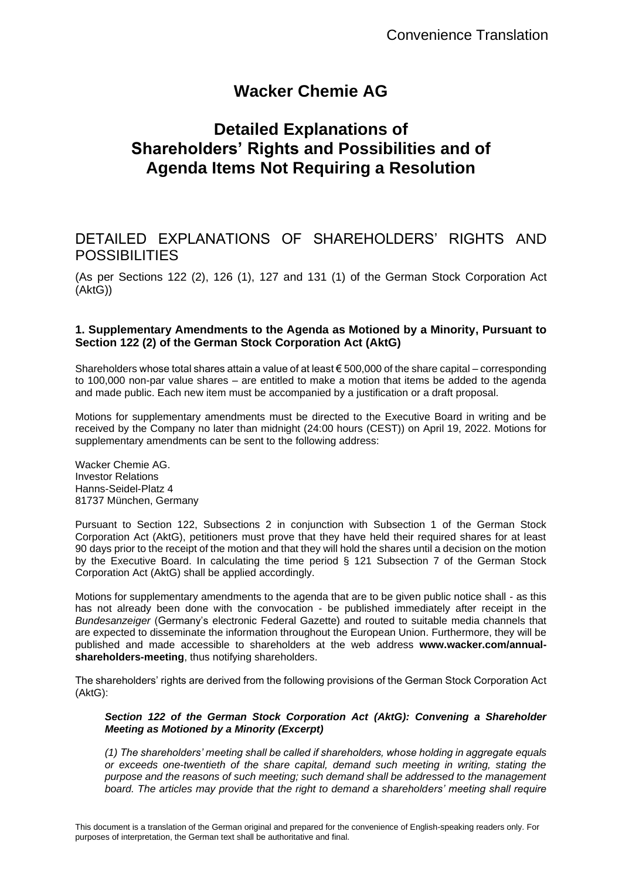Convenience Translation

# Wacker Chemie AG

# Detailed Explanations of Shareholders' Rights and Possibilities and of Agenda Items Not Requiring a Resolution

## DETAILED EXPLANATIONS OF SHAREHOLDERS' RIGHTS AND POSSIBILITIES

(As per Sections 122 (2), 126 (1), 127 and 131 (1) of the German Stock Corporation Act (AktG))

### 1. Supplementary Amendments to the Agenda as Motioned by a Minority, Pursuant to Section 122 (2) of the German Stock Corporation Act (AktG)

Shareholders whose total shares attain a value of at least € 500,000 of the share capital – corresponding to 100,000 non-par value shares – are entitled to make a motion that items be added to the agenda and made public. Each new item must be accompanied by a justification or a draft proposal.

Motions for supplementary amendments must be directed to the Executive Board in writing and be received by the Company no later than midnight (24:00 hours (CEST)) on April 19, 2022. Motions for supplementary amendments can be sent to the following address:

Wacker Chemie AG.
Investor Relations
Hanns-Seidel-Platz 4
81737 München, Germany

Pursuant to Section 122, Subsections 2 in conjunction with Subsection 1 of the German Stock Corporation Act (AktG), petitioners must prove that they have held their required shares for at least 90 days prior to the receipt of the motion and that they will hold the shares until a decision on the motion by the Executive Board. In calculating the time period § 121 Subsection 7 of the German Stock Corporation Act (AktG) shall be applied accordingly.

Motions for supplementary amendments to the agenda that are to be given public notice shall - as this has not already been done with the convocation - be published immediately after receipt in the *Bundesanzeiger* (Germany's electronic Federal Gazette) and routed to suitable media channels that are expected to disseminate the information throughout the European Union. Furthermore, they will be published and made accessible to shareholders at the web address **www.wacker.com/annual-shareholders-meeting**, thus notifying shareholders.

The shareholders' rights are derived from the following provisions of the German Stock Corporation Act (AktG):

> ***Section 122 of the German Stock Corporation Act (AktG): Convening a Shareholder Meeting as Motioned by a Minority (Excerpt)***
>
> *(1) The shareholders' meeting shall be called if shareholders, whose holding in aggregate equals or exceeds one-twentieth of the share capital, demand such meeting in writing, stating the purpose and the reasons of such meeting; such demand shall be addressed to the management board. The articles may provide that the right to demand a shareholders' meeting shall require*

This document is a translation of the German original and prepared for the convenience of English-speaking readers only. For purposes of interpretation, the German text shall be authoritative and final.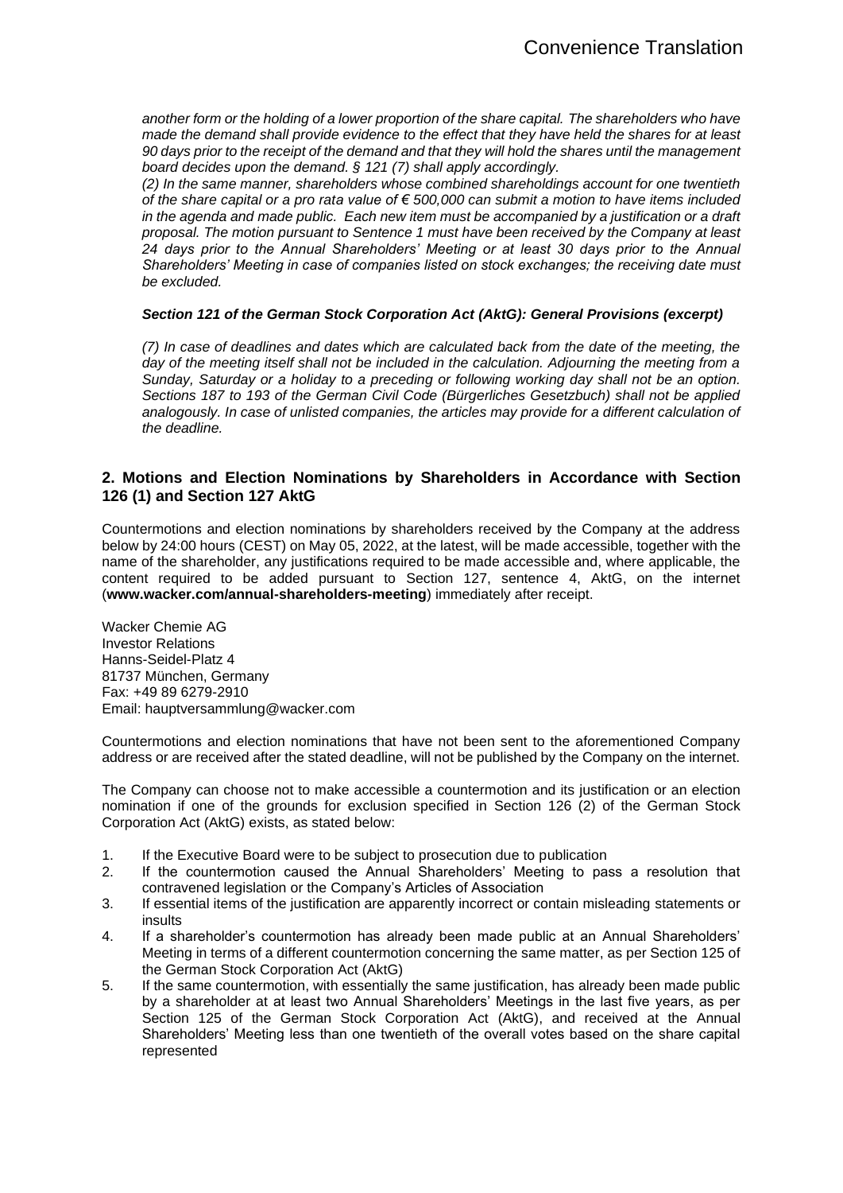*another form or the holding of a lower proportion of the share capital. The shareholders who have made the demand shall provide evidence to the effect that they have held the shares for at least 90 days prior to the receipt of the demand and that they will hold the shares until the management board decides upon the demand. § 121 (7) shall apply accordingly.*

*(2) In the same manner, shareholders whose combined shareholdings account for one twentieth of the share capital or a pro rata value of € 500,000 can submit a motion to have items included in the agenda and made public. Each new item must be accompanied by a justification or a draft proposal. The motion pursuant to Sentence 1 must have been received by the Company at least 24 days prior to the Annual Shareholders' Meeting or at least 30 days prior to the Annual Shareholders' Meeting in case of companies listed on stock exchanges; the receiving date must be excluded.*

***Section 121 of the German Stock Corporation Act (AktG): General Provisions (excerpt)***

*(7) In case of deadlines and dates which are calculated back from the date of the meeting, the day of the meeting itself shall not be included in the calculation. Adjourning the meeting from a Sunday, Saturday or a holiday to a preceding or following working day shall not be an option. Sections 187 to 193 of the German Civil Code (Bürgerliches Gesetzbuch) shall not be applied analogously. In case of unlisted companies, the articles may provide for a different calculation of the deadline.*

## 2. Motions and Election Nominations by Shareholders in Accordance with Section 126 (1) and Section 127 AktG

Countermotions and election nominations by shareholders received by the Company at the address below by 24:00 hours (CEST) on May 05, 2022, at the latest, will be made accessible, together with the name of the shareholder, any justifications required to be made accessible and, where applicable, the content required to be added pursuant to Section 127, sentence 4, AktG, on the internet (**www.wacker.com/annual-shareholders-meeting**) immediately after receipt.

Wacker Chemie AG
Investor Relations
Hanns-Seidel-Platz 4
81737 München, Germany
Fax: +49 89 6279-2910
Email: hauptversammlung@wacker.com

Countermotions and election nominations that have not been sent to the aforementioned Company address or are received after the stated deadline, will not be published by the Company on the internet.

The Company can choose not to make accessible a countermotion and its justification or an election nomination if one of the grounds for exclusion specified in Section 126 (2) of the German Stock Corporation Act (AktG) exists, as stated below:

1. If the Executive Board were to be subject to prosecution due to publication
2. If the countermotion caused the Annual Shareholders' Meeting to pass a resolution that contravened legislation or the Company's Articles of Association
3. If essential items of the justification are apparently incorrect or contain misleading statements or insults
4. If a shareholder's countermotion has already been made public at an Annual Shareholders' Meeting in terms of a different countermotion concerning the same matter, as per Section 125 of the German Stock Corporation Act (AktG)
5. If the same countermotion, with essentially the same justification, has already been made public by a shareholder at at least two Annual Shareholders' Meetings in the last five years, as per Section 125 of the German Stock Corporation Act (AktG), and received at the Annual Shareholders' Meeting less than one twentieth of the overall votes based on the share capital represented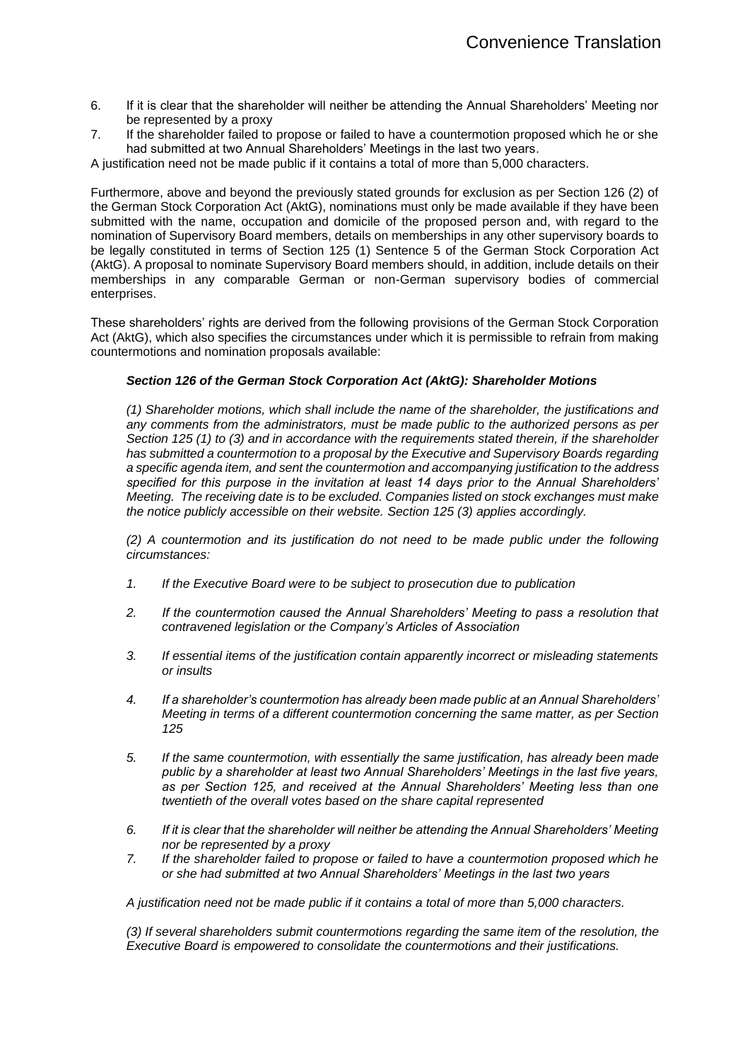6. If it is clear that the shareholder will neither be attending the Annual Shareholders' Meeting nor be represented by a proxy
7. If the shareholder failed to propose or failed to have a countermotion proposed which he or she had submitted at two Annual Shareholders' Meetings in the last two years.

A justification need not be made public if it contains a total of more than 5,000 characters.

Furthermore, above and beyond the previously stated grounds for exclusion as per Section 126 (2) of the German Stock Corporation Act (AktG), nominations must only be made available if they have been submitted with the name, occupation and domicile of the proposed person and, with regard to the nomination of Supervisory Board members, details on memberships in any other supervisory boards to be legally constituted in terms of Section 125 (1) Sentence 5 of the German Stock Corporation Act (AktG). A proposal to nominate Supervisory Board members should, in addition, include details on their memberships in any comparable German or non-German supervisory bodies of commercial enterprises.

These shareholders' rights are derived from the following provisions of the German Stock Corporation Act (AktG), which also specifies the circumstances under which it is permissible to refrain from making countermotions and nomination proposals available:

***Section 126 of the German Stock Corporation Act (AktG): Shareholder Motions***

*(1) Shareholder motions, which shall include the name of the shareholder, the justifications and any comments from the administrators, must be made public to the authorized persons as per Section 125 (1) to (3) and in accordance with the requirements stated therein, if the shareholder has submitted a countermotion to a proposal by the Executive and Supervisory Boards regarding a specific agenda item, and sent the countermotion and accompanying justification to the address specified for this purpose in the invitation at least 14 days prior to the Annual Shareholders' Meeting. The receiving date is to be excluded. Companies listed on stock exchanges must make the notice publicly accessible on their website. Section 125 (3) applies accordingly.*

*(2) A countermotion and its justification do not need to be made public under the following circumstances:*

1. *If the Executive Board were to be subject to prosecution due to publication*
2. *If the countermotion caused the Annual Shareholders' Meeting to pass a resolution that contravened legislation or the Company's Articles of Association*
3. *If essential items of the justification contain apparently incorrect or misleading statements or insults*
4. *If a shareholder's countermotion has already been made public at an Annual Shareholders' Meeting in terms of a different countermotion concerning the same matter, as per Section 125*
5. *If the same countermotion, with essentially the same justification, has already been made public by a shareholder at least two Annual Shareholders' Meetings in the last five years, as per Section 125, and received at the Annual Shareholders' Meeting less than one twentieth of the overall votes based on the share capital represented*
6. *If it is clear that the shareholder will neither be attending the Annual Shareholders' Meeting nor be represented by a proxy*
7. *If the shareholder failed to propose or failed to have a countermotion proposed which he or she had submitted at two Annual Shareholders' Meetings in the last two years*

*A justification need not be made public if it contains a total of more than 5,000 characters.*

*(3) If several shareholders submit countermotions regarding the same item of the resolution, the Executive Board is empowered to consolidate the countermotions and their justifications.*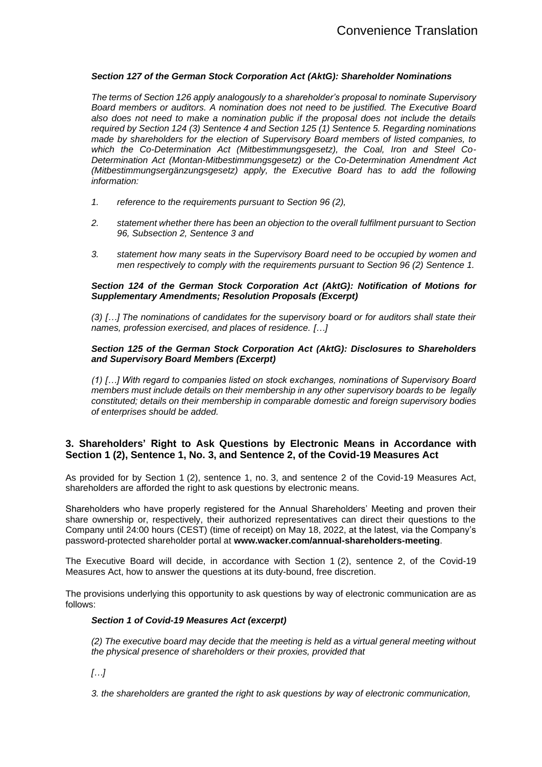***Section 127 of the German Stock Corporation Act (AktG): Shareholder Nominations***

*The terms of Section 126 apply analogously to a shareholder's proposal to nominate Supervisory Board members or auditors. A nomination does not need to be justified. The Executive Board also does not need to make a nomination public if the proposal does not include the details required by Section 124 (3) Sentence 4 and Section 125 (1) Sentence 5. Regarding nominations made by shareholders for the election of Supervisory Board members of listed companies, to which the Co-Determination Act (Mitbestimmungsgesetz), the Coal, Iron and Steel Co-Determination Act (Montan-Mitbestimmungsgesetz) or the Co-Determination Amendment Act (Mitbestimmungsergänzungsgesetz) apply, the Executive Board has to add the following information:*

1. *reference to the requirements pursuant to Section 96 (2),*
2. *statement whether there has been an objection to the overall fulfilment pursuant to Section 96, Subsection 2, Sentence 3 and*
3. *statement how many seats in the Supervisory Board need to be occupied by women and men respectively to comply with the requirements pursuant to Section 96 (2) Sentence 1.*

***Section 124 of the German Stock Corporation Act (AktG): Notification of Motions for Supplementary Amendments; Resolution Proposals (Excerpt)***

*(3) […] The nominations of candidates for the supervisory board or for auditors shall state their names, profession exercised, and places of residence. […]*

***Section 125 of the German Stock Corporation Act (AktG): Disclosures to Shareholders and Supervisory Board Members (Excerpt)***

*(1) […] With regard to companies listed on stock exchanges, nominations of Supervisory Board members must include details on their membership in any other supervisory boards to be legally constituted; details on their membership in comparable domestic and foreign supervisory bodies of enterprises should be added.*

## 3. Shareholders' Right to Ask Questions by Electronic Means in Accordance with Section 1 (2), Sentence 1, No. 3, and Sentence 2, of the Covid-19 Measures Act

As provided for by Section 1 (2), sentence 1, no. 3, and sentence 2 of the Covid-19 Measures Act, shareholders are afforded the right to ask questions by electronic means.

Shareholders who have properly registered for the Annual Shareholders' Meeting and proven their share ownership or, respectively, their authorized representatives can direct their questions to the Company until 24:00 hours (CEST) (time of receipt) on May 18, 2022, at the latest, via the Company's password-protected shareholder portal at **www.wacker.com/annual-shareholders-meeting**.

The Executive Board will decide, in accordance with Section 1 (2), sentence 2, of the Covid-19 Measures Act, how to answer the questions at its duty-bound, free discretion.

The provisions underlying this opportunity to ask questions by way of electronic communication are as follows:

***Section 1 of Covid-19 Measures Act (excerpt)***

*(2) The executive board may decide that the meeting is held as a virtual general meeting without the physical presence of shareholders or their proxies, provided that*

*[…]*

*3. the shareholders are granted the right to ask questions by way of electronic communication,*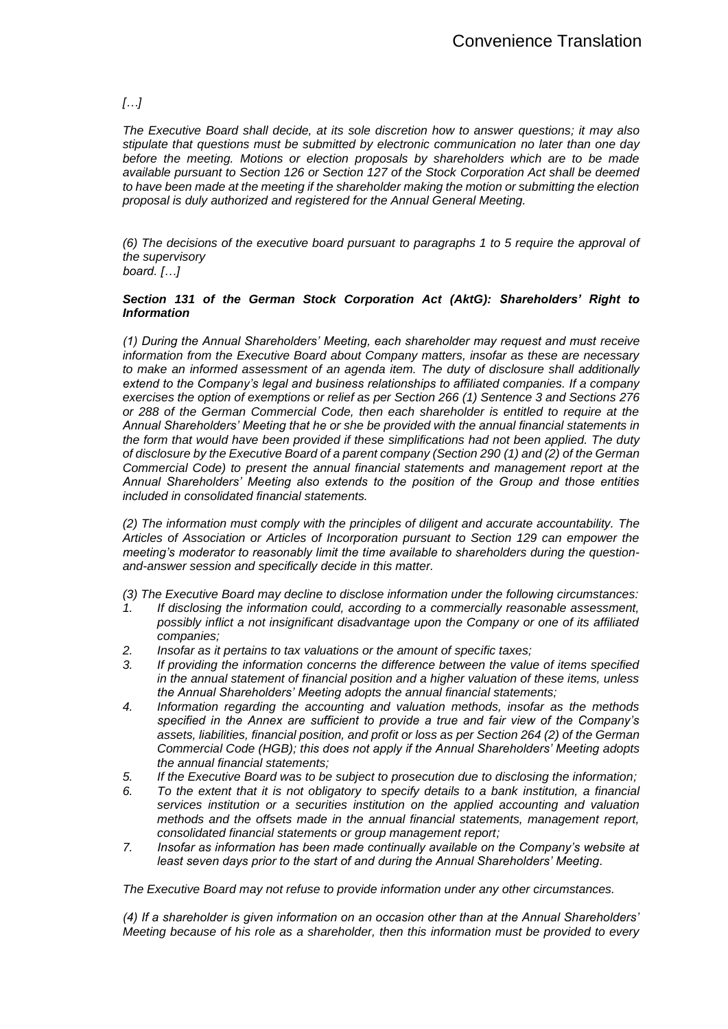*[…]*

*The Executive Board shall decide, at its sole discretion how to answer questions; it may also stipulate that questions must be submitted by electronic communication no later than one day before the meeting. Motions or election proposals by shareholders which are to be made available pursuant to Section 126 or Section 127 of the Stock Corporation Act shall be deemed to have been made at the meeting if the shareholder making the motion or submitting the election proposal is duly authorized and registered for the Annual General Meeting.*

*(6) The decisions of the executive board pursuant to paragraphs 1 to 5 require the approval of the supervisory board. […]*

***Section 131 of the German Stock Corporation Act (AktG): Shareholders' Right to Information***

*(1) During the Annual Shareholders' Meeting, each shareholder may request and must receive information from the Executive Board about Company matters, insofar as these are necessary to make an informed assessment of an agenda item. The duty of disclosure shall additionally extend to the Company's legal and business relationships to affiliated companies. If a company exercises the option of exemptions or relief as per Section 266 (1) Sentence 3 and Sections 276 or 288 of the German Commercial Code, then each shareholder is entitled to require at the Annual Shareholders' Meeting that he or she be provided with the annual financial statements in the form that would have been provided if these simplifications had not been applied. The duty of disclosure by the Executive Board of a parent company (Section 290 (1) and (2) of the German Commercial Code) to present the annual financial statements and management report at the Annual Shareholders' Meeting also extends to the position of the Group and those entities included in consolidated financial statements.*

*(2) The information must comply with the principles of diligent and accurate accountability. The Articles of Association or Articles of Incorporation pursuant to Section 129 can empower the meeting's moderator to reasonably limit the time available to shareholders during the question-and-answer session and specifically decide in this matter.*

*(3) The Executive Board may decline to disclose information under the following circumstances:*

1. *If disclosing the information could, according to a commercially reasonable assessment, possibly inflict a not insignificant disadvantage upon the Company or one of its affiliated companies;*
2. *Insofar as it pertains to tax valuations or the amount of specific taxes;*
3. *If providing the information concerns the difference between the value of items specified in the annual statement of financial position and a higher valuation of these items, unless the Annual Shareholders' Meeting adopts the annual financial statements;*
4. *Information regarding the accounting and valuation methods, insofar as the methods specified in the Annex are sufficient to provide a true and fair view of the Company's assets, liabilities, financial position, and profit or loss as per Section 264 (2) of the German Commercial Code (HGB); this does not apply if the Annual Shareholders' Meeting adopts the annual financial statements;*
5. *If the Executive Board was to be subject to prosecution due to disclosing the information;*
6. *To the extent that it is not obligatory to specify details to a bank institution, a financial services institution or a securities institution on the applied accounting and valuation methods and the offsets made in the annual financial statements, management report, consolidated financial statements or group management report;*
7. *Insofar as information has been made continually available on the Company's website at least seven days prior to the start of and during the Annual Shareholders' Meeting.*

*The Executive Board may not refuse to provide information under any other circumstances.*

*(4) If a shareholder is given information on an occasion other than at the Annual Shareholders' Meeting because of his role as a shareholder, then this information must be provided to every*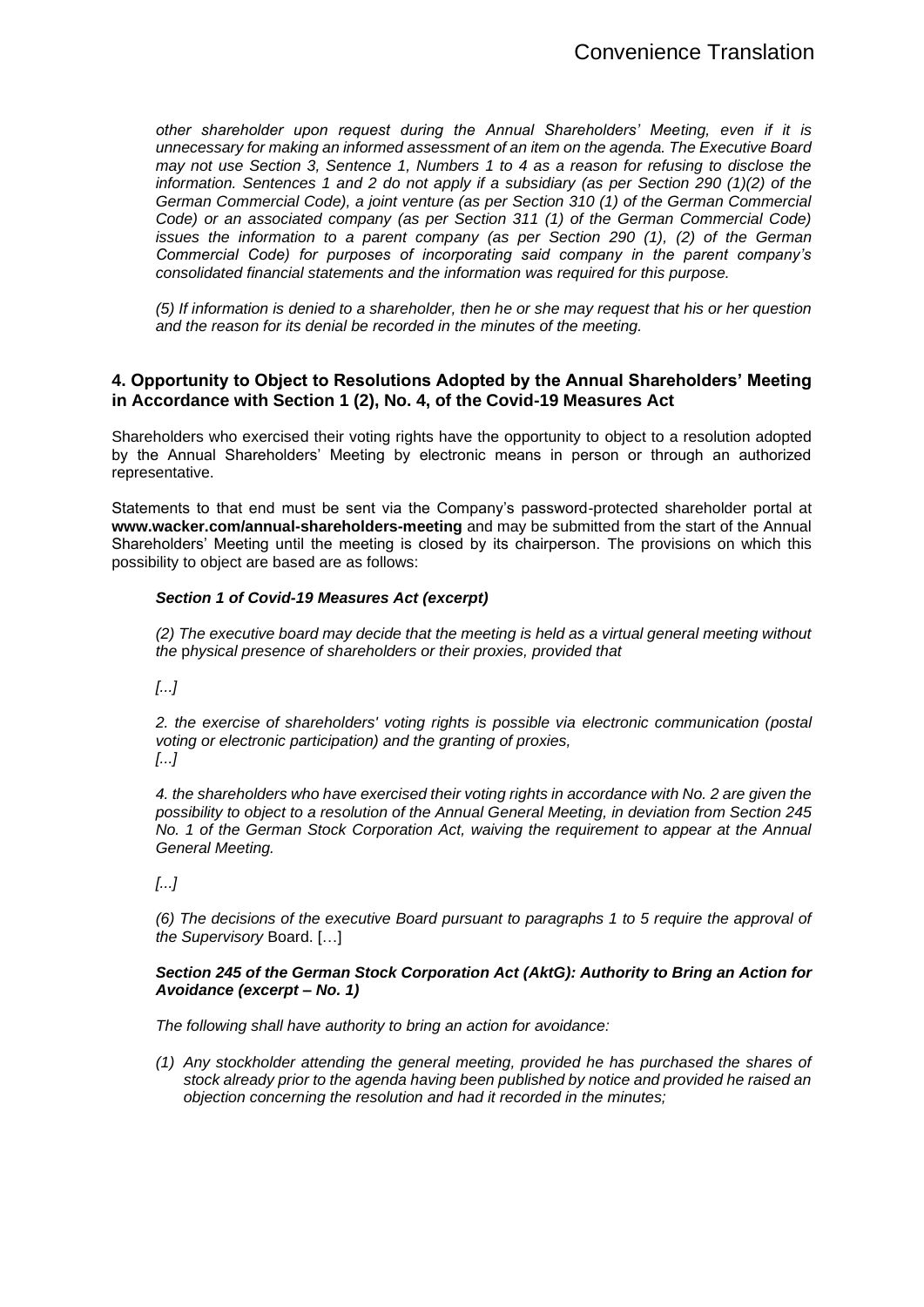*other shareholder upon request during the Annual Shareholders' Meeting, even if it is unnecessary for making an informed assessment of an item on the agenda. The Executive Board may not use Section 3, Sentence 1, Numbers 1 to 4 as a reason for refusing to disclose the information. Sentences 1 and 2 do not apply if a subsidiary (as per Section 290 (1)(2) of the German Commercial Code), a joint venture (as per Section 310 (1) of the German Commercial Code) or an associated company (as per Section 311 (1) of the German Commercial Code) issues the information to a parent company (as per Section 290 (1), (2) of the German Commercial Code) for purposes of incorporating said company in the parent company's consolidated financial statements and the information was required for this purpose.*

*(5) If information is denied to a shareholder, then he or she may request that his or her question and the reason for its denial be recorded in the minutes of the meeting.*

## 4. Opportunity to Object to Resolutions Adopted by the Annual Shareholders' Meeting in Accordance with Section 1 (2), No. 4, of the Covid-19 Measures Act

Shareholders who exercised their voting rights have the opportunity to object to a resolution adopted by the Annual Shareholders' Meeting by electronic means in person or through an authorized representative.

Statements to that end must be sent via the Company's password-protected shareholder portal at **www.wacker.com/annual-shareholders-meeting** and may be submitted from the start of the Annual Shareholders' Meeting until the meeting is closed by its chairperson. The provisions on which this possibility to object are based are as follows:

***Section 1 of Covid-19 Measures Act (excerpt)***

*(2) The executive board may decide that the meeting is held as a virtual general meeting without the physical presence of shareholders or their proxies, provided that*

*[...]*

*2. the exercise of shareholders' voting rights is possible via electronic communication (postal voting or electronic participation) and the granting of proxies,*
*[...]*

*4. the shareholders who have exercised their voting rights in accordance with No. 2 are given the possibility to object to a resolution of the Annual General Meeting, in deviation from Section 245 No. 1 of the German Stock Corporation Act, waiving the requirement to appear at the Annual General Meeting.*

*[...]*

*(6) The decisions of the executive Board pursuant to paragraphs 1 to 5 require the approval of the Supervisory* Board. […]

***Section 245 of the German Stock Corporation Act (AktG): Authority to Bring an Action for Avoidance (excerpt – No. 1)***

*The following shall have authority to bring an action for avoidance:*

*(1) Any stockholder attending the general meeting, provided he has purchased the shares of stock already prior to the agenda having been published by notice and provided he raised an objection concerning the resolution and had it recorded in the minutes;*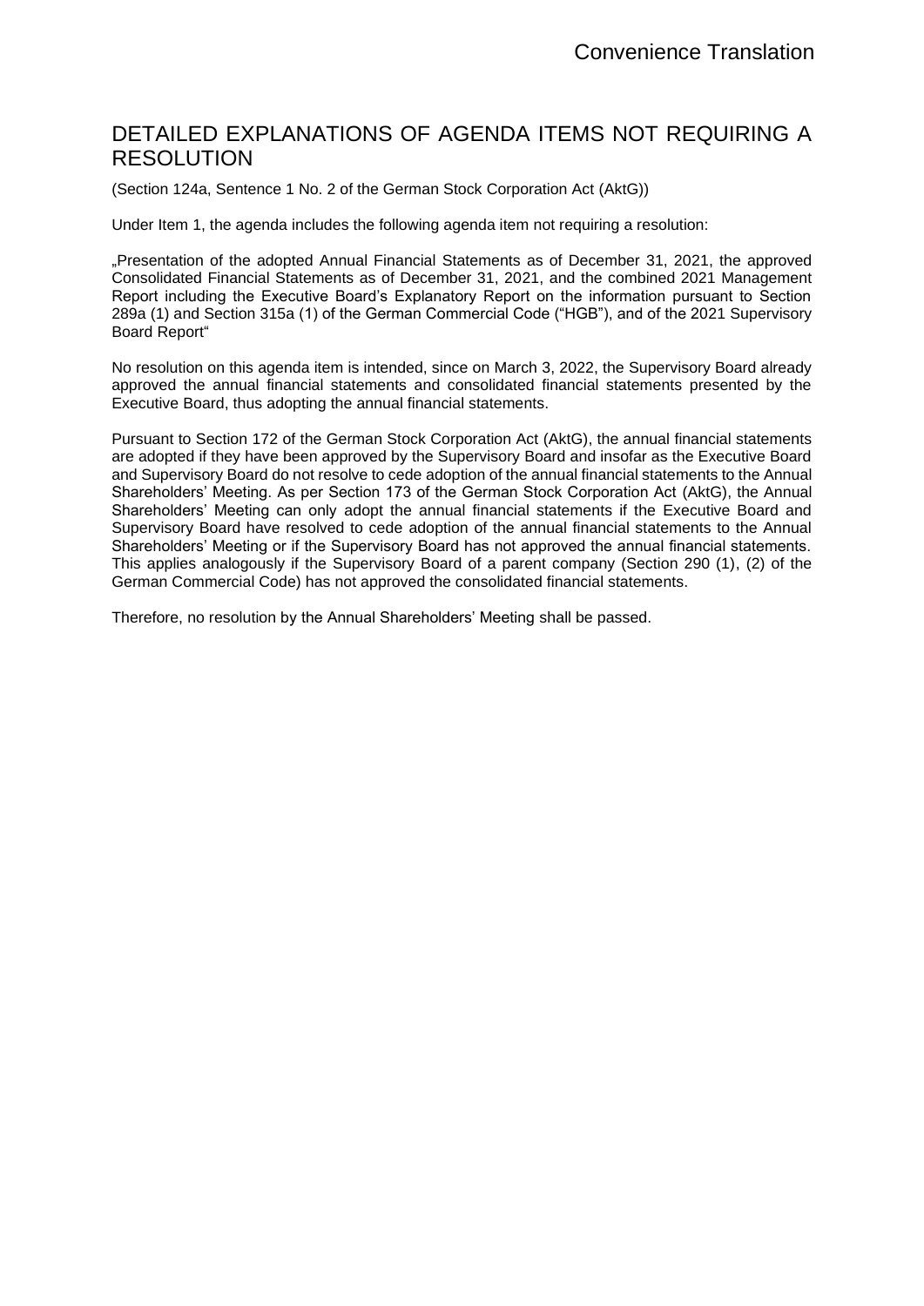Convenience Translation

# DETAILED EXPLANATIONS OF AGENDA ITEMS NOT REQUIRING A RESOLUTION

(Section 124a, Sentence 1 No. 2 of the German Stock Corporation Act (AktG))

Under Item 1, the agenda includes the following agenda item not requiring a resolution:

„Presentation of the adopted Annual Financial Statements as of December 31, 2021, the approved Consolidated Financial Statements as of December 31, 2021, and the combined 2021 Management Report including the Executive Board's Explanatory Report on the information pursuant to Section 289a (1) and Section 315a (1) of the German Commercial Code ("HGB"), and of the 2021 Supervisory Board Report"

No resolution on this agenda item is intended, since on March 3, 2022, the Supervisory Board already approved the annual financial statements and consolidated financial statements presented by the Executive Board, thus adopting the annual financial statements.

Pursuant to Section 172 of the German Stock Corporation Act (AktG), the annual financial statements are adopted if they have been approved by the Supervisory Board and insofar as the Executive Board and Supervisory Board do not resolve to cede adoption of the annual financial statements to the Annual Shareholders' Meeting. As per Section 173 of the German Stock Corporation Act (AktG), the Annual Shareholders' Meeting can only adopt the annual financial statements if the Executive Board and Supervisory Board have resolved to cede adoption of the annual financial statements to the Annual Shareholders' Meeting or if the Supervisory Board has not approved the annual financial statements. This applies analogously if the Supervisory Board of a parent company (Section 290 (1), (2) of the German Commercial Code) has not approved the consolidated financial statements.

Therefore, no resolution by the Annual Shareholders' Meeting shall be passed.